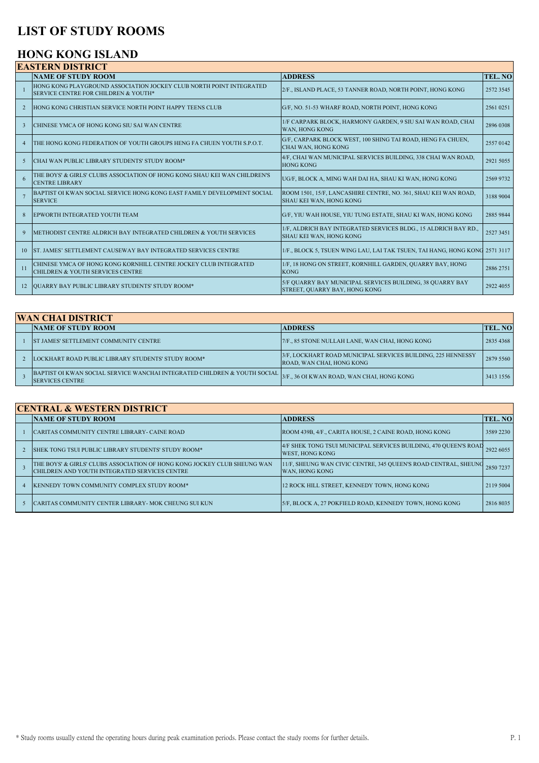# LIST OF STUDY ROOMS

## HONG KONG ISLAND

### EASTERN DISTRICT

| | NAME OF STUDY ROOM | ADDRESS | TEL. NO |
|---|---|---|---|
| 1 | HONG KONG PLAYGROUND ASSOCIATION JOCKEY CLUB NORTH POINT INTEGRATED SERVICE CENTRE FOR CHILDREN & YOUTH* | 2/F., ISLAND PLACE, 53 TANNER ROAD, NORTH POINT, HONG KONG | 2572 3545 |
| 2 | HONG KONG CHRISTIAN SERVICE NORTH POINT HAPPY TEENS CLUB | G/F, NO. 51-53 WHARF ROAD, NORTH POINT, HONG KONG | 2561 0251 |
| 3 | CHINESE YMCA OF HONG KONG SIU SAI WAN CENTRE | 1/F CARPARK BLOCK, HARMONY GARDEN, 9 SIU SAI WAN ROAD, CHAI WAN, HONG KONG | 2896 0308 |
| 4 | THE HONG KONG FEDERATION OF YOUTH GROUPS HENG FA CHUEN YOUTH S.P.O.T. | G/F, CARPARK BLOCK WEST, 100 SHING TAI ROAD, HENG FA CHUEN, CHAI WAN, HONG KONG | 2557 0142 |
| 5 | CHAI WAN PUBLIC LIBRARY STUDENTS' STUDY ROOM* | 4/F, CHAI WAN MUNICIPAL SERVICES BUILDING, 338 CHAI WAN ROAD, HONG KONG | 2921 5055 |
| 6 | THE BOYS' & GIRLS' CLUBS ASSOCIATION OF HONG KONG SHAU KEI WAN CHILDREN'S CENTRE LIBRARY | UG/F, BLOCK A, MING WAH DAI HA, SHAU KI WAN, HONG KONG | 2569 9732 |
| 7 | BAPTIST OI KWAN SOCIAL SERVICE HONG KONG EAST FAMILY DEVELOPMENT SOCIAL SERVICE | ROOM 1501, 15/F, LANCASHIRE CENTRE, NO. 361, SHAU KEI WAN ROAD, SHAU KEI WAN, HONG KONG | 3188 9004 |
| 8 | EPWORTH INTEGRATED YOUTH TEAM | G/F, YIU WAH HOUSE, YIU TUNG ESTATE, SHAU KI WAN, HONG KONG | 2885 9844 |
| 9 | METHODIST CENTRE ALDRICH BAY INTEGRATED CHILDREN & YOUTH SERVICES | 1/F, ALDRICH BAY INTEGRATED SERVICES BLDG., 15 ALDRICH BAY RD., SHAU KEI WAN, HONG KONG | 2527 3451 |
| 10 | ST. JAMES' SETTLEMENT CAUSEWAY BAY INTEGRATED SERVICES CENTRE | 1/F., BLOCK 5, TSUEN WING LAU, LAI TAK TSUEN, TAI HANG, HONG KONG | 2571 3117 |
| 11 | CHINESE YMCA OF HONG KONG KORNHILL CENTRE JOCKEY CLUB INTEGRATED CHILDREN & YOUTH SERVICES CENTRE | 1/F, 18 HONG ON STREET, KORNHILL GARDEN, QUARRY BAY, HONG KONG | 2886 2751 |
| 12 | QUARRY BAY PUBLIC LIBRARY STUDENTS' STUDY ROOM* | 5/F QUARRY BAY MUNICIPAL SERVICES BUILDING, 38 QUARRY BAY STREET, QUARRY BAY, HONG KONG | 2922 4055 |

### WAN CHAI DISTRICT

| | NAME OF STUDY ROOM | ADDRESS | TEL. NO |
|---|---|---|---|
| 1 | ST JAMES' SETTLEMENT COMMUNITY CENTRE | 7/F., 85 STONE NULLAH LANE, WAN CHAI, HONG KONG | 2835 4368 |
| 2 | LOCKHART ROAD PUBLIC LIBRARY STUDENTS' STUDY ROOM* | 3/F, LOCKHART ROAD MUNICIPAL SERVICES BUILDING, 225 HENNESSY ROAD, WAN CHAI, HONG KONG | 2879 5560 |
| 3 | BAPTIST OI KWAN SOCIAL SERVICE WANCHAI INTEGRATED CHILDREN & YOUTH SOCIAL SERVICES CENTRE | 3/F., 36 OI KWAN ROAD, WAN CHAI, HONG KONG | 3413 1556 |

### CENTRAL & WESTERN DISTRICT

| | NAME OF STUDY ROOM | ADDRESS | TEL. NO |
|---|---|---|---|
| 1 | CARITAS COMMUNITY CENTRE LIBRARY- CAINE ROAD | ROOM 439B, 4/F., CARITA HOUSE, 2 CAINE ROAD, HONG KONG | 3589 2230 |
| 2 | SHEK TONG TSUI PUBLIC LIBRARY STUDENTS' STUDY ROOM* | 4/F SHEK TONG TSUI MUNICIPAL SERVICES BUILDING, 470 QUEEN'S ROAD WEST, HONG KONG | 2922 6055 |
| 3 | THE BOYS' & GIRLS' CLUBS ASSOCIATION OF HONG KONG JOCKEY CLUB SHEUNG WAN CHILDREN AND YOUTH INTEGRATED SERVICES CENTRE | 11/F, SHEUNG WAN CIVIC CENTRE, 345 QUEEN'S ROAD CENTRAL, SHEUNG WAN, HONG KONG | 2850 7237 |
| 4 | KENNEDY TOWN COMMUNITY COMPLEX STUDY ROOM* | 12 ROCK HILL STREET, KENNEDY TOWN, HONG KONG | 2119 5004 |
| 5 | CARITAS COMMUNITY CENTER LIBRARY- MOK CHEUNG SUI KUN | 5/F, BLOCK A, 27 POKFIELD ROAD, KENNEDY TOWN, HONG KONG | 2816 8035 |

* Study rooms usually extend the operating hours during peak examination periods. Please contact the study rooms for further details.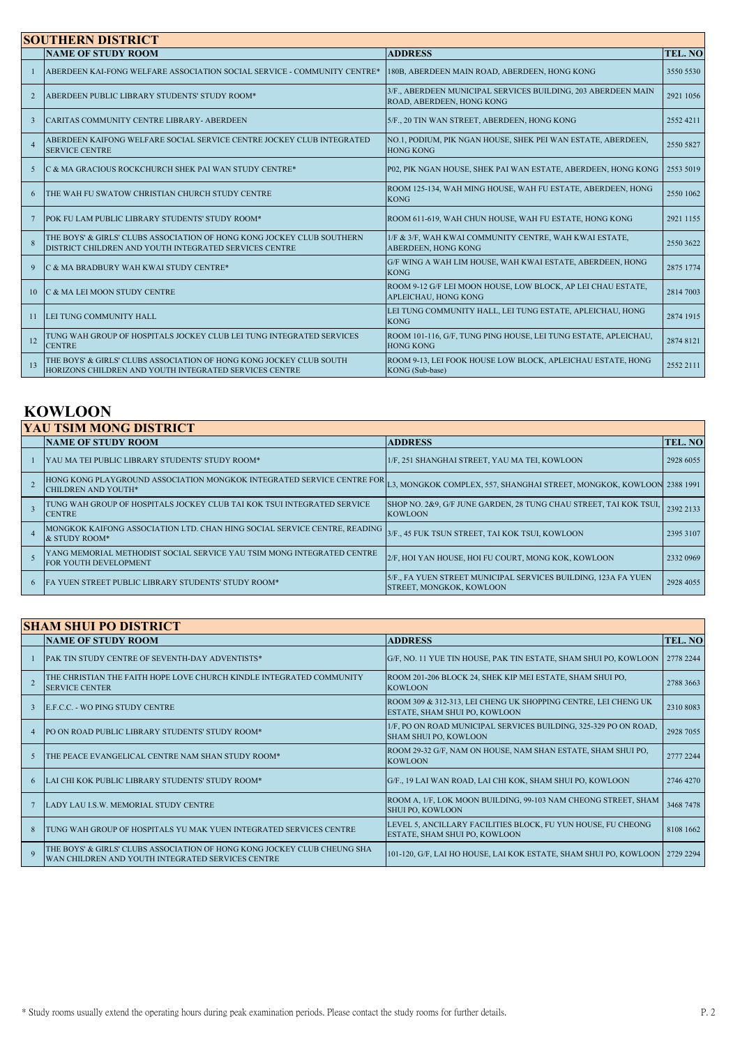## SOUTHERN DISTRICT

| | NAME OF STUDY ROOM | ADDRESS | TEL. NO |
|---|---|---|---|
| 1 | ABERDEEN KAI-FONG WELFARE ASSOCIATION SOCIAL SERVICE - COMMUNITY CENTRE* | 180B, ABERDEEN MAIN ROAD, ABERDEEN, HONG KONG | 3550 5530 |
| 2 | ABERDEEN PUBLIC LIBRARY STUDENTS' STUDY ROOM* | 3/F., ABERDEEN MUNICIPAL SERVICES BUILDING, 203 ABERDEEN MAIN ROAD, ABERDEEN, HONG KONG | 2921 1056 |
| 3 | CARITAS COMMUNITY CENTRE LIBRARY- ABERDEEN | 5/F., 20 TIN WAN STREET, ABERDEEN, HONG KONG | 2552 4211 |
| 4 | ABERDEEN KAIFONG WELFARE SOCIAL SERVICE CENTRE JOCKEY CLUB INTEGRATED SERVICE CENTRE | NO.1, PODIUM, PIK NGAN HOUSE, SHEK PEI WAN ESTATE, ABERDEEN, HONG KONG | 2550 5827 |
| 5 | C & MA GRACIOUS ROCKCHURCH SHEK PAI WAN STUDY CENTRE* | P02, PIK NGAN HOUSE, SHEK PAI WAN ESTATE, ABERDEEN, HONG KONG | 2553 5019 |
| 6 | THE WAH FU SWATOW CHRISTIAN CHURCH STUDY CENTRE | ROOM 125-134, WAH MING HOUSE, WAH FU ESTATE, ABERDEEN, HONG KONG | 2550 1062 |
| 7 | POK FU LAM PUBLIC LIBRARY STUDENTS' STUDY ROOM* | ROOM 611-619, WAH CHUN HOUSE, WAH FU ESTATE, HONG KONG | 2921 1155 |
| 8 | THE BOYS' & GIRLS' CLUBS ASSOCIATION OF HONG KONG JOCKEY CLUB SOUTHERN DISTRICT CHILDREN AND YOUTH INTEGRATED SERVICES CENTRE | 1/F & 3/F, WAH KWAI COMMUNITY CENTRE, WAH KWAI ESTATE, ABERDEEN, HONG KONG | 2550 3622 |
| 9 | C & MA BRADBURY WAH KWAI STUDY CENTRE* | G/F WING A WAH LIM HOUSE, WAH KWAI ESTATE, ABERDEEN, HONG KONG | 2875 1774 |
| 10 | C & MA LEI MOON STUDY CENTRE | ROOM 9-12 G/F LEI MOON HOUSE, LOW BLOCK, AP LEI CHAU ESTATE, APLEICHAU, HONG KONG | 2814 7003 |
| 11 | LEI TUNG COMMUNITY HALL | LEI TUNG COMMUNITY HALL, LEI TUNG ESTATE, APLEICHAU, HONG KONG | 2874 1915 |
| 12 | TUNG WAH GROUP OF HOSPITALS JOCKEY CLUB LEI TUNG INTEGRATED SERVICES CENTRE | ROOM 101-116, G/F, TUNG PING HOUSE, LEI TUNG ESTATE, APLEICHAU, HONG KONG | 2874 8121 |
| 13 | THE BOYS' & GIRLS' CLUBS ASSOCIATION OF HONG KONG JOCKEY CLUB SOUTH HORIZONS CHILDREN AND YOUTH INTEGRATED SERVICES CENTRE | ROOM 9-13, LEI FOOK HOUSE LOW BLOCK, APLEICHAU ESTATE, HONG KONG (Sub-base) | 2552 2111 |

# KOWLOON

## YAU TSIM MONG DISTRICT

| | NAME OF STUDY ROOM | ADDRESS | TEL. NO |
|---|---|---|---|
| 1 | YAU MA TEI PUBLIC LIBRARY STUDENTS' STUDY ROOM* | 1/F, 251 SHANGHAI STREET, YAU MA TEI, KOWLOON | 2928 6055 |
| 2 | HONG KONG PLAYGROUND ASSOCIATION MONGKOK INTEGRATED SERVICE CENTRE FOR CHILDREN AND YOUTH* | L3, MONGKOK COMPLEX, 557, SHANGHAI STREET, MONGKOK, KOWLOON | 2388 1991 |
| 3 | TUNG WAH GROUP OF HOSPITALS JOCKEY CLUB TAI KOK TSUI INTEGRATED SERVICE CENTRE | SHOP NO. 2&9, G/F JUNE GARDEN, 28 TUNG CHAU STREET, TAI KOK TSUI, KOWLOON | 2392 2133 |
| 4 | MONGKOK KAIFONG ASSOCIATION LTD. CHAN HING SOCIAL SERVICE CENTRE, READING & STUDY ROOM* | 3/F., 45 FUK TSUN STREET, TAI KOK TSUI, KOWLOON | 2395 3107 |
| 5 | YANG MEMORIAL METHODIST SOCIAL SERVICE YAU TSIM MONG INTEGRATED CENTRE FOR YOUTH DEVELOPMENT | 2/F, HOI YAN HOUSE, HOI FU COURT, MONG KOK, KOWLOON | 2332 0969 |
| 6 | FA YUEN STREET PUBLIC LIBRARY STUDENTS' STUDY ROOM* | 5/F., FA YUEN STREET MUNICIPAL SERVICES BUILDING, 123A FA YUEN STREET, MONGKOK, KOWLOON | 2928 4055 |

## SHAM SHUI PO DISTRICT

| | NAME OF STUDY ROOM | ADDRESS | TEL. NO |
|---|---|---|---|
| 1 | PAK TIN STUDY CENTRE OF SEVENTH-DAY ADVENTISTS* | G/F, NO. 11 YUE TIN HOUSE, PAK TIN ESTATE, SHAM SHUI PO, KOWLOON | 2778 2244 |
| 2 | THE CHRISTIAN THE FAITH HOPE LOVE CHURCH KINDLE INTEGRATED COMMUNITY SERVICE CENTER | ROOM 201-206 BLOCK 24, SHEK KIP MEI ESTATE, SHAM SHUI PO, KOWLOON | 2788 3663 |
| 3 | E.F.C.C. - WO PING STUDY CENTRE | ROOM 309 & 312-313, LEI CHENG UK SHOPPING CENTRE, LEI CHENG UK ESTATE, SHAM SHUI PO, KOWLOON | 2310 8083 |
| 4 | PO ON ROAD PUBLIC LIBRARY STUDENTS' STUDY ROOM* | 1/F, PO ON ROAD MUNICIPAL SERVICES BUILDING, 325-329 PO ON ROAD, SHAM SHUI PO, KOWLOON | 2928 7055 |
| 5 | THE PEACE EVANGELICAL CENTRE NAM SHAN STUDY ROOM* | ROOM 29-32 G/F, NAM ON HOUSE, NAM SHAN ESTATE, SHAM SHUI PO, KOWLOON | 2777 2244 |
| 6 | LAI CHI KOK PUBLIC LIBRARY STUDENTS' STUDY ROOM* | G/F., 19 LAI WAN ROAD, LAI CHI KOK, SHAM SHUI PO, KOWLOON | 2746 4270 |
| 7 | LADY LAU I.S.W. MEMORIAL STUDY CENTRE | ROOM A, 1/F, LOK MOON BUILDING, 99-103 NAM CHEONG STREET, SHAM SHUI PO, KOWLOON | 3468 7478 |
| 8 | TUNG WAH GROUP OF HOSPITALS YU MAK YUEN INTEGRATED SERVICES CENTRE | LEVEL 5, ANCILLARY FACILITIES BLOCK, FU YUN HOUSE, FU CHEONG ESTATE, SHAM SHUI PO, KOWLOON | 8108 1662 |
| 9 | THE BOYS' & GIRLS' CLUBS ASSOCIATION OF HONG KONG JOCKEY CLUB CHEUNG SHA WAN CHILDREN AND YOUTH INTEGRATED SERVICES CENTRE | 101-120, G/F, LAI HO HOUSE, LAI KOK ESTATE, SHAM SHUI PO, KOWLOON | 2729 2294 |

* Study rooms usually extend the operating hours during peak examination periods. Please contact the study rooms for further details.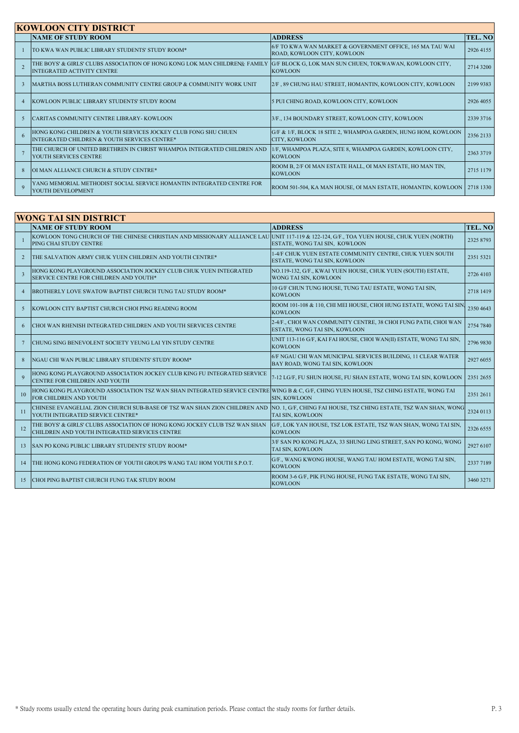## KOWLOON CITY DISTRICT

| | NAME OF STUDY ROOM | ADDRESS | TEL. NO |
|---|---|---|---|
| 1 | TO KWA WAN PUBLIC LIBRARY STUDENTS' STUDY ROOM* | 6/F TO KWA WAN MARKET & GOVERNMENT OFFICE, 165 MA TAU WAI ROAD, KOWLOON CITY, KOWLOON | 2926 4155 |
| 2 | THE BOYS' & GIRLS' CLUBS ASSOCIATION OF HONG KONG LOK MAN CHILDREN& FAMILY INTEGRATED ACTIVITY CENTRE | G/F BLOCK G, LOK MAN SUN CHUEN, TOKWAWAN, KOWLOON CITY, KOWLOON | 2714 3200 |
| 3 | MARTHA BOSS LUTHERAN COMMUNITY CENTRE GROUP & COMMUNITY WORK UNIT | 2/F , 89 CHUNG HAU STREET, HOMANTIN, KOWLOON CITY, KOWLOON | 2199 9383 |
| 4 | KOWLOON PUBLIC LIBRARY STUDENTS' STUDY ROOM | 5 PUI CHING ROAD, KOWLOON CITY, KOWLOON | 2926 4055 |
| 5 | CARITAS COMMUNITY CENTRE LIBRARY- KOWLOON | 3/F., 134 BOUNDARY STREET, KOWLOON CITY, KOWLOON | 2339 3716 |
| 6 | HONG KONG CHILDREN & YOUTH SERVICES JOCKEY CLUB FONG SHU CHUEN INTEGRATED CHILDREN & YOUTH SERVICES CENTRE* | G/F & 1/F, BLOCK 18 SITE 2, WHAMPOA GARDEN, HUNG HOM, KOWLOON CITY, KOWLOON | 2356 2133 |
| 7 | THE CHURCH OF UNITED BRETHREN IN CHRIST WHAMPOA INTEGRATED CHILDREN AND YOUTH SERVICES CENTRE | 1/F, WHAMPOA PLAZA, SITE 8, WHAMPOA GARDEN, KOWLOON CITY, KOWLOON | 2363 3719 |
| 8 | OI MAN ALLIANCE CHURCH & STUDY CENTRE* | ROOM B, 2/F OI MAN ESTATE HALL, OI MAN ESTATE, HO MAN TIN, KOWLOON | 2715 1179 |
| 9 | YANG MEMORIAL METHODIST SOCIAL SERVICE HOMANTIN INTEGRATED CENTRE FOR YOUTH DEVELOPMENT | ROOM 501-504, KA MAN HOUSE, OI MAN ESTATE, HOMANTIN, KOWLOON | 2718 1330 |

## WONG TAI SIN DISTRICT

| | NAME OF STUDY ROOM | ADDRESS | TEL. NO |
|---|---|---|---|
| 1 | KOWLOON TONG CHURCH OF THE CHINESE CHRISTIAN AND MISSIONARY ALLIANCE LAU PING CHAI STUDY CENTRE | UNIT 117-119 & 122-124, G/F., TOA YUEN HOUSE, CHUK YUEN (NORTH) ESTATE, WONG TAI SIN, KOWLOON | 2325 8793 |
| 2 | THE SALVATION ARMY CHUK YUEN CHILDREN AND YOUTH CENTRE* | 1-4/F CHUK YUEN ESTATE COMMUNITY CENTRE, CHUK YUEN SOUTH ESTATE, WONG TAI SIN, KOWLOON | 2351 5321 |
| 3 | HONG KONG PLAYGROUND ASSOCIATION JOCKEY CLUB CHUK YUEN INTEGRATED SERVICE CENTRE FOR CHILDREN AND YOUTH* | NO.119-132, G/F., KWAI YUEN HOUSE, CHUK YUEN (SOUTH) ESTATE, WONG TAI SIN, KOWLOON | 2726 4103 |
| 4 | BROTHERLY LOVE SWATOW BAPTIST CHURCH TUNG TAU STUDY ROOM* | 10 G/F CHUN TUNG HOUSE, TUNG TAU ESTATE, WONG TAI SIN, KOWLOON | 2718 1419 |
| 5 | KOWLOON CITY BAPTIST CHURCH CHOI PING READING ROOM | ROOM 101-108 & 110, CHI MEI HOUSE, CHOI HUNG ESTATE, WONG TAI SIN, KOWLOON | 2350 4643 |
| 6 | CHOI WAN RHENISH INTEGRATED CHILDREN AND YOUTH SERVICES CENTRE | 2-4/F., CHOI WAN COMMUNITY CENTRE, 38 CHOI FUNG PATH, CHOI WAN ESTATE, WONG TAI SIN, KOWLOON | 2754 7840 |
| 7 | CHUNG SING BENEVOLENT SOCIETY YEUNG LAI YIN STUDY CENTRE | UNIT 113-116 G/F, KAI FAI HOUSE, CHOI WAN(II) ESTATE, WONG TAI SIN, KOWLOON | 2796 9830 |
| 8 | NGAU CHI WAN PUBLIC LIBRARY STUDENTS' STUDY ROOM* | 6/F NGAU CHI WAN MUNICIPAL SERVICES BUILDING, 11 CLEAR WATER BAY ROAD, WONG TAI SIN, KOWLOON | 2927 6055 |
| 9 | HONG KONG PLAYGROUND ASSOCIATION JOCKEY CLUB KING FU INTEGRATED SERVICE CENTRE FOR CHILDREN AND YOUTH | 7-12 LG/F, FU SHUN HOUSE, FU SHAN ESTATE, WONG TAI SIN, KOWLOON | 2351 2655 |
| 10 | HONG KONG PLAYGROUND ASSOCIATION TSZ WAN SHAN INTEGRATED SERVICE CENTRE FOR CHILDREN AND YOUTH | WING B & C, G/F., CHING YUEN HOUSE, TSZ CHING ESTATE, WONG TAI SIN, KOWLOON | 2351 2611 |
| 11 | CHINESE EVANGELIAL ZION CHURCH SUB-BASE OF TSZ WAN SHAN ZION CHILDREN AND YOUTH INTEGRATED SERVICE CENTRE* | NO. 1, G/F, CHING FAI HOUSE, TSZ CHING ESTATE, TSZ WAN SHAN, WONG TAI SIN, KOWLOON | 2324 0113 |
| 12 | THE BOYS' & GIRLS' CLUBS ASSOCIATION OF HONG KONG JOCKEY CLUB TSZ WAN SHAN CHILDREN AND YOUTH INTEGRATED SERVICES CENTRE | G/F, LOK YAN HOUSE, TSZ LOK ESTATE, TSZ WAN SHAN, WONG TAI SIN, KOWLOON | 2326 6555 |
| 13 | SAN PO KONG PUBLIC LIBRARY STUDENTS' STUDY ROOM* | 3/F SAN PO KONG PLAZA, 33 SHUNG LING STREET, SAN PO KONG, WONG TAI SIN, KOWLOON | 2927 6107 |
| 14 | THE HONG KONG FEDERATION OF YOUTH GROUPS WANG TAU HOM YOUTH S.P.O.T. | G/F., WANG KWONG HOUSE, WANG TAU HOM ESTATE, WONG TAI SIN, KOWLOON | 2337 7189 |
| 15 | CHOI PING BAPTIST CHURCH FUNG TAK STUDY ROOM | ROOM 3-6 G/F, PIK FUNG HOUSE, FUNG TAK ESTATE, WONG TAI SIN, KOWLOON | 3460 3271 |

* Study rooms usually extend the operating hours during peak examination periods. Please contact the study rooms for further details.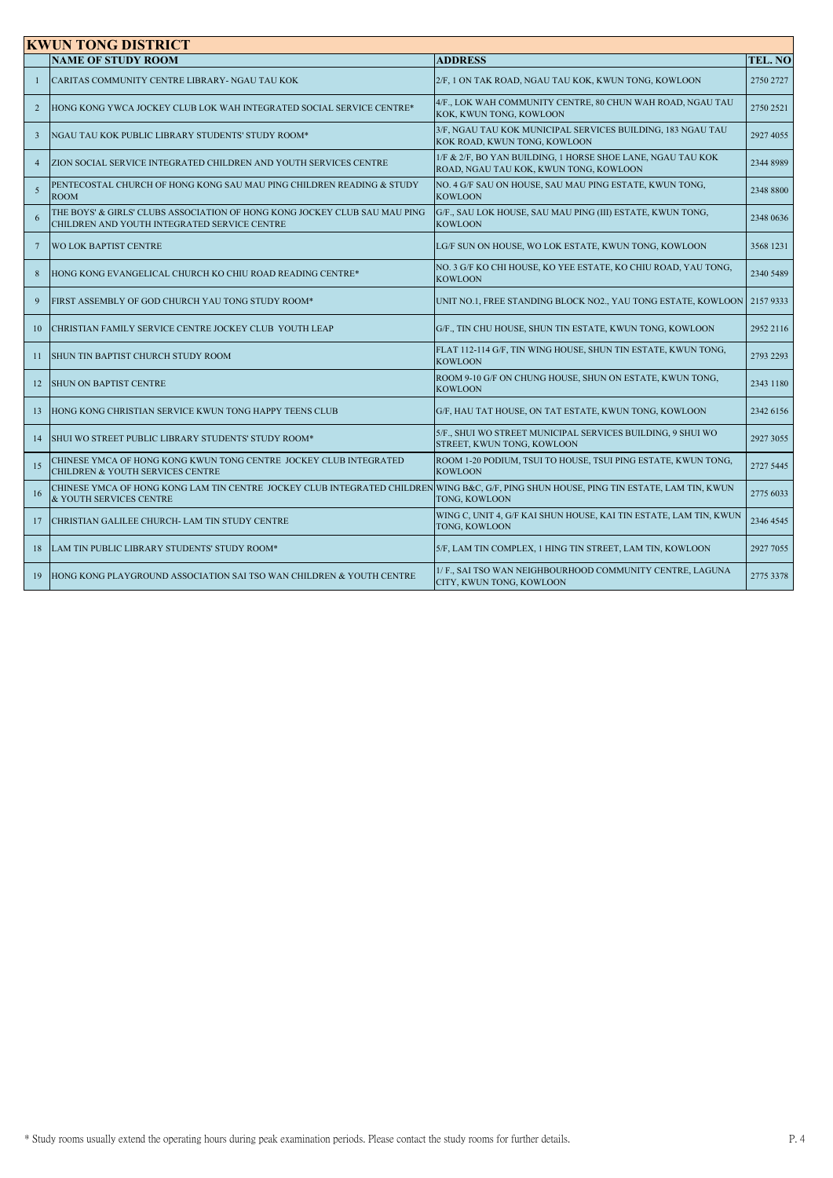## KWUN TONG DISTRICT

| | NAME OF STUDY ROOM | ADDRESS | TEL. NO |
|---|---|---|---|
| 1 | CARITAS COMMUNITY CENTRE LIBRARY- NGAU TAU KOK | 2/F, 1 ON TAK ROAD, NGAU TAU KOK, KWUN TONG, KOWLOON | 2750 2727 |
| 2 | HONG KONG YWCA JOCKEY CLUB LOK WAH INTEGRATED SOCIAL SERVICE CENTRE* | 4/F., LOK WAH COMMUNITY CENTRE, 80 CHUN WAH ROAD, NGAU TAU KOK, KWUN TONG, KOWLOON | 2750 2521 |
| 3 | NGAU TAU KOK PUBLIC LIBRARY STUDENTS' STUDY ROOM* | 3/F, NGAU TAU KOK MUNICIPAL SERVICES BUILDING, 183 NGAU TAU KOK ROAD, KWUN TONG, KOWLOON | 2927 4055 |
| 4 | ZION SOCIAL SERVICE INTEGRATED CHILDREN AND YOUTH SERVICES CENTRE | 1/F & 2/F, BO YAN BUILDING, 1 HORSE SHOE LANE, NGAU TAU KOK ROAD, NGAU TAU KOK, KWUN TONG, KOWLOON | 2344 8989 |
| 5 | PENTECOSTAL CHURCH OF HONG KONG SAU MAU PING CHILDREN READING & STUDY ROOM | NO. 4 G/F SAU ON HOUSE, SAU MAU PING ESTATE, KWUN TONG, KOWLOON | 2348 8800 |
| 6 | THE BOYS' & GIRLS' CLUBS ASSOCIATION OF HONG KONG JOCKEY CLUB SAU MAU PING CHILDREN AND YOUTH INTEGRATED SERVICE CENTRE | G/F., SAU LOK HOUSE, SAU MAU PING (III) ESTATE, KWUN TONG, KOWLOON | 2348 0636 |
| 7 | WO LOK BAPTIST CENTRE | LG/F SUN ON HOUSE, WO LOK ESTATE, KWUN TONG, KOWLOON | 3568 1231 |
| 8 | HONG KONG EVANGELICAL CHURCH KO CHIU ROAD READING CENTRE* | NO. 3 G/F KO CHI HOUSE, KO YEE ESTATE, KO CHIU ROAD, YAU TONG, KOWLOON | 2340 5489 |
| 9 | FIRST ASSEMBLY OF GOD CHURCH YAU TONG STUDY ROOM* | UNIT NO.1, FREE STANDING BLOCK NO2., YAU TONG ESTATE, KOWLOON | 2157 9333 |
| 10 | CHRISTIAN FAMILY SERVICE CENTRE JOCKEY CLUB YOUTH LEAP | G/F., TIN CHU HOUSE, SHUN TIN ESTATE, KWUN TONG, KOWLOON | 2952 2116 |
| 11 | SHUN TIN BAPTIST CHURCH STUDY ROOM | FLAT 112-114 G/F, TIN WING HOUSE, SHUN TIN ESTATE, KWUN TONG, KOWLOON | 2793 2293 |
| 12 | SHUN ON BAPTIST CENTRE | ROOM 9-10 G/F ON CHUNG HOUSE, SHUN ON ESTATE, KWUN TONG, KOWLOON | 2343 1180 |
| 13 | HONG KONG CHRISTIAN SERVICE KWUN TONG HAPPY TEENS CLUB | G/F, HAU TAT HOUSE, ON TAT ESTATE, KWUN TONG, KOWLOON | 2342 6156 |
| 14 | SHUI WO STREET PUBLIC LIBRARY STUDENTS' STUDY ROOM* | 5/F., SHUI WO STREET MUNICIPAL SERVICES BUILDING, 9 SHUI WO STREET, KWUN TONG, KOWLOON | 2927 3055 |
| 15 | CHINESE YMCA OF HONG KONG KWUN TONG CENTRE JOCKEY CLUB INTEGRATED CHILDREN & YOUTH SERVICES CENTRE | ROOM 1-20 PODIUM, TSUI TO HOUSE, TSUI PING ESTATE, KWUN TONG, KOWLOON | 2727 5445 |
| 16 | CHINESE YMCA OF HONG KONG LAM TIN CENTRE JOCKEY CLUB INTEGRATED CHILDREN & YOUTH SERVICES CENTRE | WING B&C, G/F, PING SHUN HOUSE, PING TIN ESTATE, LAM TIN, KWUN TONG, KOWLOON | 2775 6033 |
| 17 | CHRISTIAN GALILEE CHURCH- LAM TIN STUDY CENTRE | WING C, UNIT 4, G/F KAI SHUN HOUSE, KAI TIN ESTATE, LAM TIN, KWUN TONG, KOWLOON | 2346 4545 |
| 18 | LAM TIN PUBLIC LIBRARY STUDENTS' STUDY ROOM* | 5/F, LAM TIN COMPLEX, 1 HING TIN STREET, LAM TIN, KOWLOON | 2927 7055 |
| 19 | HONG KONG PLAYGROUND ASSOCIATION SAI TSO WAN CHILDREN & YOUTH CENTRE | 1/ F., SAI TSO WAN NEIGHBOURHOOD COMMUNITY CENTRE, LAGUNA CITY, KWUN TONG, KOWLOON | 2775 3378 |

* Study rooms usually extend the operating hours during peak examination periods. Please contact the study rooms for further details.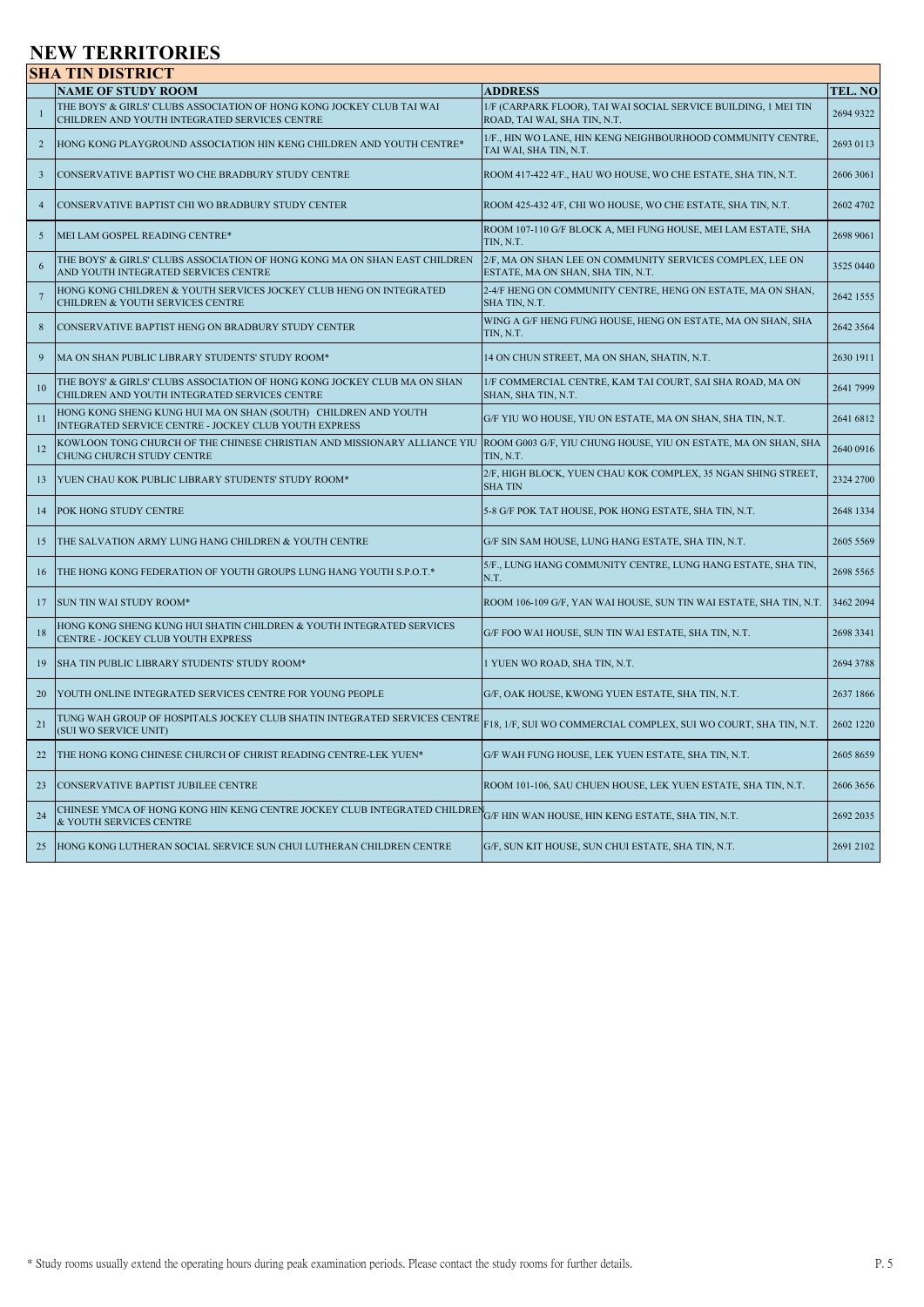# NEW TERRITORIES

## SHA TIN DISTRICT

| | NAME OF STUDY ROOM | ADDRESS | TEL. NO |
|---|---|---|---|
| 1 | THE BOYS' & GIRLS' CLUBS ASSOCIATION OF HONG KONG JOCKEY CLUB TAI WAI CHILDREN AND YOUTH INTEGRATED SERVICES CENTRE | 1/F (CARPARK FLOOR), TAI WAI SOCIAL SERVICE BUILDING, 1 MEI TIN ROAD, TAI WAI, SHA TIN, N.T. | 2694 9322 |
| 2 | HONG KONG PLAYGROUND ASSOCIATION HIN KENG CHILDREN AND YOUTH CENTRE* | 1/F., HIN WO LANE, HIN KENG NEIGHBOURHOOD COMMUNITY CENTRE, TAI WAI, SHA TIN, N.T. | 2693 0113 |
| 3 | CONSERVATIVE BAPTIST WO CHE BRADBURY STUDY CENTRE | ROOM 417-422 4/F., HAU WO HOUSE, WO CHE ESTATE, SHA TIN, N.T. | 2606 3061 |
| 4 | CONSERVATIVE BAPTIST CHI WO BRADBURY STUDY CENTER | ROOM 425-432 4/F, CHI WO HOUSE, WO CHE ESTATE, SHA TIN, N.T. | 2602 4702 |
| 5 | MEI LAM GOSPEL READING CENTRE* | ROOM 107-110 G/F BLOCK A, MEI FUNG HOUSE, MEI LAM ESTATE, SHA TIN, N.T. | 2698 9061 |
| 6 | THE BOYS' & GIRLS' CLUBS ASSOCIATION OF HONG KONG MA ON SHAN EAST CHILDREN AND YOUTH INTEGRATED SERVICES CENTRE | 2/F, MA ON SHAN LEE ON COMMUNITY SERVICES COMPLEX, LEE ON ESTATE, MA ON SHAN, SHA TIN, N.T. | 3525 0440 |
| 7 | HONG KONG CHILDREN & YOUTH SERVICES JOCKEY CLUB HENG ON INTEGRATED CHILDREN & YOUTH SERVICES CENTRE | 2-4/F HENG ON COMMUNITY CENTRE, HENG ON ESTATE, MA ON SHAN, SHA TIN, N.T. | 2642 1555 |
| 8 | CONSERVATIVE BAPTIST HENG ON BRADBURY STUDY CENTER | WING A G/F HENG FUNG HOUSE, HENG ON ESTATE, MA ON SHAN, SHA TIN, N.T. | 2642 3564 |
| 9 | MA ON SHAN PUBLIC LIBRARY STUDENTS' STUDY ROOM* | 14 ON CHUN STREET, MA ON SHAN, SHATIN, N.T. | 2630 1911 |
| 10 | THE BOYS' & GIRLS' CLUBS ASSOCIATION OF HONG KONG JOCKEY CLUB MA ON SHAN CHILDREN AND YOUTH INTEGRATED SERVICES CENTRE | 1/F COMMERCIAL CENTRE, KAM TAI COURT, SAI SHA ROAD, MA ON SHAN, SHA TIN, N.T. | 2641 7999 |
| 11 | HONG KONG SHENG KUNG HUI MA ON SHAN (SOUTH) CHILDREN AND YOUTH INTEGRATED SERVICE CENTRE - JOCKEY CLUB YOUTH EXPRESS | G/F YIU WO HOUSE, YIU ON ESTATE, MA ON SHAN, SHA TIN, N.T. | 2641 6812 |
| 12 | KOWLOON TONG CHURCH OF THE CHINESE CHRISTIAN AND MISSIONARY ALLIANCE YIU CHUNG CHURCH STUDY CENTRE | ROOM G003 G/F, YIU CHUNG HOUSE, YIU ON ESTATE, MA ON SHAN, SHA TIN, N.T. | 2640 0916 |
| 13 | YUEN CHAU KOK PUBLIC LIBRARY STUDENTS' STUDY ROOM* | 2/F, HIGH BLOCK, YUEN CHAU KOK COMPLEX, 35 NGAN SHING STREET, SHA TIN | 2324 2700 |
| 14 | POK HONG STUDY CENTRE | 5-8 G/F POK TAT HOUSE, POK HONG ESTATE, SHA TIN, N.T. | 2648 1334 |
| 15 | THE SALVATION ARMY LUNG HANG CHILDREN & YOUTH CENTRE | G/F SIN SAM HOUSE, LUNG HANG ESTATE, SHA TIN, N.T. | 2605 5569 |
| 16 | THE HONG KONG FEDERATION OF YOUTH GROUPS LUNG HANG YOUTH S.P.O.T.* | 5/F., LUNG HANG COMMUNITY CENTRE, LUNG HANG ESTATE, SHA TIN, N.T. | 2698 5565 |
| 17 | SUN TIN WAI STUDY ROOM* | ROOM 106-109 G/F, YAN WAI HOUSE, SUN TIN WAI ESTATE, SHA TIN, N.T. | 3462 2094 |
| 18 | HONG KONG SHENG KUNG HUI SHATIN CHILDREN & YOUTH INTEGRATED SERVICES CENTRE - JOCKEY CLUB YOUTH EXPRESS | G/F FOO WAI HOUSE, SUN TIN WAI ESTATE, SHA TIN, N.T. | 2698 3341 |
| 19 | SHA TIN PUBLIC LIBRARY STUDENTS' STUDY ROOM* | 1 YUEN WO ROAD, SHA TIN, N.T. | 2694 3788 |
| 20 | YOUTH ONLINE INTEGRATED SERVICES CENTRE FOR YOUNG PEOPLE | G/F, OAK HOUSE, KWONG YUEN ESTATE, SHA TIN, N.T. | 2637 1866 |
| 21 | TUNG WAH GROUP OF HOSPITALS JOCKEY CLUB SHATIN INTEGRATED SERVICES CENTRE (SUI WO SERVICE UNIT) | F18, 1/F, SUI WO COMMERCIAL COMPLEX, SUI WO COURT, SHA TIN, N.T. | 2602 1220 |
| 22 | THE HONG KONG CHINESE CHURCH OF CHRIST READING CENTRE-LEK YUEN* | G/F WAH FUNG HOUSE, LEK YUEN ESTATE, SHA TIN, N.T. | 2605 8659 |
| 23 | CONSERVATIVE BAPTIST JUBILEE CENTRE | ROOM 101-106, SAU CHUEN HOUSE, LEK YUEN ESTATE, SHA TIN, N.T. | 2606 3656 |
| 24 | CHINESE YMCA OF HONG KONG HIN KENG CENTRE JOCKEY CLUB INTEGRATED CHILDREN & YOUTH SERVICES CENTRE | G/F HIN WAN HOUSE, HIN KENG ESTATE, SHA TIN, N.T. | 2692 2035 |
| 25 | HONG KONG LUTHERAN SOCIAL SERVICE SUN CHUI LUTHERAN CHILDREN CENTRE | G/F, SUN KIT HOUSE, SUN CHUI ESTATE, SHA TIN, N.T. | 2691 2102 |

* Study rooms usually extend the operating hours during peak examination periods. Please contact the study rooms for further details.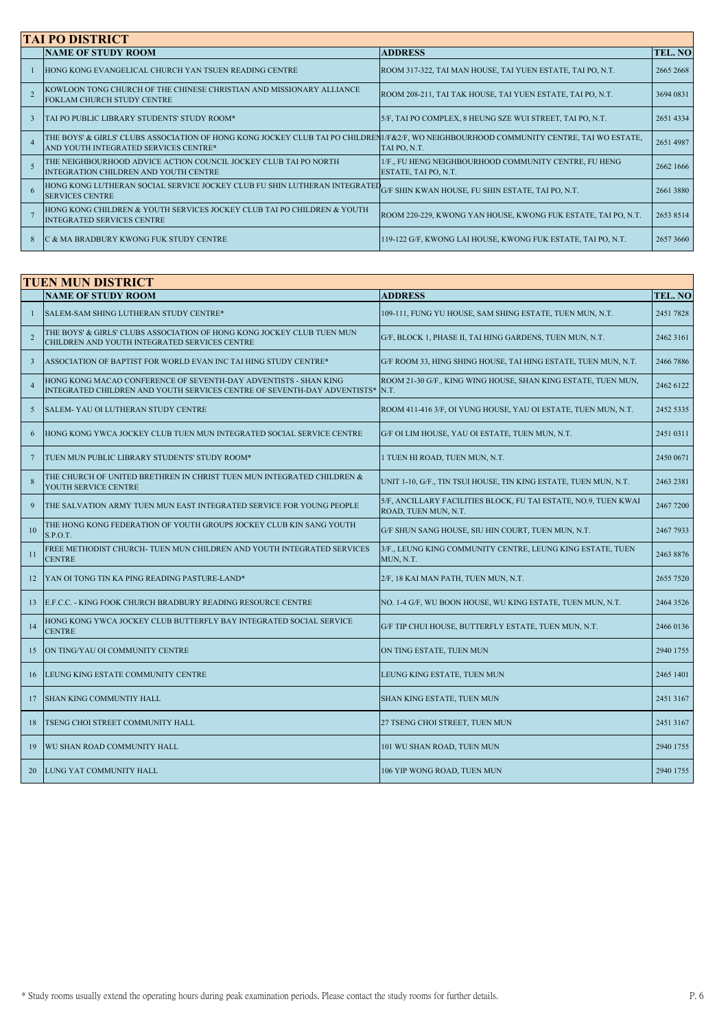## TAI PO DISTRICT

| | NAME OF STUDY ROOM | ADDRESS | TEL. NO |
|---|---|---|---|
| 1 | HONG KONG EVANGELICAL CHURCH YAN TSUEN READING CENTRE | ROOM 317-322, TAI MAN HOUSE, TAI YUEN ESTATE, TAI PO, N.T. | 2665 2668 |
| 2 | KOWLOON TONG CHURCH OF THE CHINESE CHRISTIAN AND MISSIONARY ALLIANCE FOKLAM CHURCH STUDY CENTRE | ROOM 208-211, TAI TAK HOUSE, TAI YUEN ESTATE, TAI PO, N.T. | 3694 0831 |
| 3 | TAI PO PUBLIC LIBRARY STUDENTS' STUDY ROOM* | 5/F, TAI PO COMPLEX, 8 HEUNG SZE WUI STREET, TAI PO, N.T. | 2651 4334 |
| 4 | THE BOYS' & GIRLS' CLUBS ASSOCIATION OF HONG KONG JOCKEY CLUB TAI PO CHILDREN AND YOUTH INTEGRATED SERVICES CENTRE* | 1/F&2/F, WO NEIGHBOURHOOD COMMUNITY CENTRE, TAI WO ESTATE, TAI PO, N.T. | 2651 4987 |
| 5 | THE NEIGHBOURHOOD ADVICE ACTION COUNCIL JOCKEY CLUB TAI PO NORTH INTEGRATION CHILDREN AND YOUTH CENTRE | 1/F., FU HENG NEIGHBOURHOOD COMMUNITY CENTRE, FU HENG ESTATE, TAI PO, N.T. | 2662 1666 |
| 6 | HONG KONG LUTHERAN SOCIAL SERVICE JOCKEY CLUB FU SHIN LUTHERAN INTEGRATED SERVICES CENTRE | G/F SHIN KWAN HOUSE, FU SHIN ESTATE, TAI PO, N.T. | 2661 3880 |
| 7 | HONG KONG CHILDREN & YOUTH SERVICES JOCKEY CLUB TAI PO CHILDREN & YOUTH INTEGRATED SERVICES CENTRE | ROOM 220-229, KWONG YAN HOUSE, KWONG FUK ESTATE, TAI PO, N.T. | 2653 8514 |
| 8 | C & MA BRADBURY KWONG FUK STUDY CENTRE | 119-122 G/F, KWONG LAI HOUSE, KWONG FUK ESTATE, TAI PO, N.T. | 2657 3660 |

## TUEN MUN DISTRICT

| | NAME OF STUDY ROOM | ADDRESS | TEL. NO |
|---|---|---|---|
| 1 | SALEM-SAM SHING LUTHERAN STUDY CENTRE* | 109-111, FUNG YU HOUSE, SAM SHING ESTATE, TUEN MUN, N.T. | 2451 7828 |
| 2 | THE BOYS' & GIRLS' CLUBS ASSOCIATION OF HONG KONG JOCKEY CLUB TUEN MUN CHILDREN AND YOUTH INTEGRATED SERVICES CENTRE | G/F, BLOCK 1, PHASE II, TAI HING GARDENS, TUEN MUN, N.T. | 2462 3161 |
| 3 | ASSOCIATION OF BAPTIST FOR WORLD EVAN INC TAI HING STUDY CENTRE* | G/F ROOM 33, HING SHING HOUSE, TAI HING ESTATE, TUEN MUN, N.T. | 2466 7886 |
| 4 | HONG KONG MACAO CONFERENCE OF SEVENTH-DAY ADVENTISTS - SHAN KING INTEGRATED CHILDREN AND YOUTH SERVICES CENTRE OF SEVENTH-DAY ADVENTISTS* | ROOM 21-30 G/F., KING WING HOUSE, SHAN KING ESTATE, TUEN MUN, N.T. | 2462 6122 |
| 5 | SALEM- YAU OI LUTHERAN STUDY CENTRE | ROOM 411-416 3/F, OI YUNG HOUSE, YAU OI ESTATE, TUEN MUN, N.T. | 2452 5335 |
| 6 | HONG KONG YWCA JOCKEY CLUB TUEN MUN INTEGRATED SOCIAL SERVICE CENTRE | G/F OI LIM HOUSE, YAU OI ESTATE, TUEN MUN, N.T. | 2451 0311 |
| 7 | TUEN MUN PUBLIC LIBRARY STUDENTS' STUDY ROOM* | 1 TUEN HI ROAD, TUEN MUN, N.T. | 2450 0671 |
| 8 | THE CHURCH OF UNITED BRETHREN IN CHRIST TUEN MUN INTEGRATED CHILDREN & YOUTH SERVICE CENTRE | UNIT 1-10, G/F., TIN TSUI HOUSE, TIN KING ESTATE, TUEN MUN, N.T. | 2463 2381 |
| 9 | THE SALVATION ARMY TUEN MUN EAST INTEGRATED SERVICE FOR YOUNG PEOPLE | 5/F, ANCILLARY FACILITIES BLOCK, FU TAI ESTATE, NO.9, TUEN KWAI ROAD, TUEN MUN, N.T. | 2467 7200 |
| 10 | THE HONG KONG FEDERATION OF YOUTH GROUPS JOCKEY CLUB KIN SANG YOUTH S.P.O.T. | G/F SHUN SANG HOUSE, SIU HIN COURT, TUEN MUN, N.T. | 2467 7933 |
| 11 | FREE METHODIST CHURCH- TUEN MUN CHILDREN AND YOUTH INTEGRATED SERVICES CENTRE | 3/F., LEUNG KING COMMUNITY CENTRE, LEUNG KING ESTATE, TUEN MUN, N.T. | 2463 8876 |
| 12 | YAN OI TONG TIN KA PING READING PASTURE-LAND* | 2/F, 18 KAI MAN PATH, TUEN MUN, N.T. | 2655 7520 |
| 13 | E.F.C.C. - KING FOOK CHURCH BRADBURY READING RESOURCE CENTRE | NO. 1-4 G/F, WU BOON HOUSE, WU KING ESTATE, TUEN MUN, N.T. | 2464 3526 |
| 14 | HONG KONG YWCA JOCKEY CLUB BUTTERFLY BAY INTEGRATED SOCIAL SERVICE CENTRE | G/F TIP CHUI HOUSE, BUTTERFLY ESTATE, TUEN MUN, N.T. | 2466 0136 |
| 15 | ON TING/YAU OI COMMUNITY CENTRE | ON TING ESTATE, TUEN MUN | 2940 1755 |
| 16 | LEUNG KING ESTATE COMMUNITY CENTRE | LEUNG KING ESTATE, TUEN MUN | 2465 1401 |
| 17 | SHAN KING COMMUNTIY HALL | SHAN KING ESTATE, TUEN MUN | 2451 3167 |
| 18 | TSENG CHOI STREET COMMUNITY HALL | 27 TSENG CHOI STREET, TUEN MUN | 2451 3167 |
| 19 | WU SHAN ROAD COMMUNITY HALL | 101 WU SHAN ROAD, TUEN MUN | 2940 1755 |
| 20 | LUNG YAT COMMUNITY HALL | 106 YIP WONG ROAD, TUEN MUN | 2940 1755 |

* Study rooms usually extend the operating hours during peak examination periods. Please contact the study rooms for further details.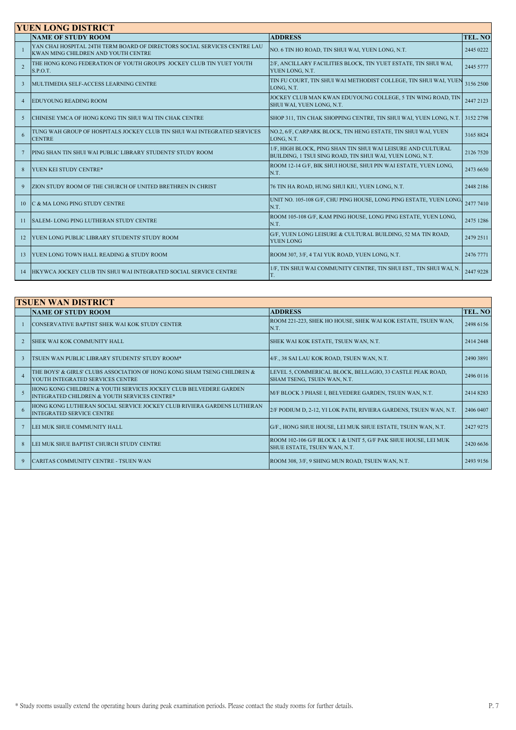## YUEN LONG DISTRICT

| | NAME OF STUDY ROOM | ADDRESS | TEL. NO |
|---|---|---|---|
| 1 | YAN CHAI HOSPITAL 24TH TERM BOARD OF DIRECTORS SOCIAL SERVICES CENTRE LAU KWAN MING CHILDREN AND YOUTH CENTRE | NO. 6 TIN HO ROAD, TIN SHUI WAI, YUEN LONG, N.T. | 2445 0222 |
| 2 | THE HONG KONG FEDERATION OF YOUTH GROUPS JOCKEY CLUB TIN YUET YOUTH S.P.O.T. | 2/F, ANCILLARY FACILITIES BLOCK, TIN YUET ESTATE, TIN SHUI WAI, YUEN LONG, N.T. | 2445 5777 |
| 3 | MULTIMEDIA SELF-ACCESS LEARNING CENTRE | TIN FU COURT, TIN SHUI WAI METHODIST COLLEGE, TIN SHUI WAI, YUEN LONG, N.T. | 3156 2500 |
| 4 | EDUYOUNG READING ROOM | JOCKEY CLUB MAN KWAN EDUYOUNG COLLEGE, 5 TIN WING ROAD, TIN SHUI WAI, YUEN LONG, N.T. | 2447 2123 |
| 5 | CHINESE YMCA OF HONG KONG TIN SHUI WAI TIN CHAK CENTRE | SHOP 311, TIN CHAK SHOPPING CENTRE, TIN SHUI WAI, YUEN LONG, N.T. | 3152 2798 |
| 6 | TUNG WAH GROUP OF HOSPITALS JOCKEY CLUB TIN SHUI WAI INTEGRATED SERVICES CENTRE | NO.2, 6/F, CARPARK BLOCK, TIN HENG ESTATE, TIN SHUI WAI, YUEN LONG, N.T. | 3165 8824 |
| 7 | PING SHAN TIN SHUI WAI PUBLIC LIBRARY STUDENTS' STUDY ROOM | 1/F, HIGH BLOCK, PING SHAN TIN SHUI WAI LEISURE AND CULTURAL BUILDING, 1 TSUI SING ROAD, TIN SHUI WAI, YUEN LONG, N.T. | 2126 7520 |
| 8 | YUEN KEI STUDY CENTRE* | ROOM 12-14 G/F, BIK SHUI HOUSE, SHUI PIN WAI ESTATE, YUEN LONG, N.T. | 2473 6650 |
| 9 | ZION STUDY ROOM OF THE CHURCH OF UNITED BRETHREN IN CHRIST | 76 TIN HA ROAD, HUNG SHUI KIU, YUEN LONG, N.T. | 2448 2186 |
| 10 | C & MA LONG PING STUDY CENTRE | UNIT NO. 105-108 G/F, CHU PING HOUSE, LONG PING ESTATE, YUEN LONG, N.T. | 2477 7410 |
| 11 | SALEM- LONG PING LUTHERAN STUDY CENTRE | ROOM 105-108 G/F, KAM PING HOUSE, LONG PING ESTATE, YUEN LONG, N.T. | 2475 1286 |
| 12 | YUEN LONG PUBLIC LIBRARY STUDENTS' STUDY ROOM | G/F, YUEN LONG LEISURE & CULTURAL BUILDING, 52 MA TIN ROAD, YUEN LONG | 2479 2511 |
| 13 | YUEN LONG TOWN HALL READING & STUDY ROOM | ROOM 307, 3/F, 4 TAI YUK ROAD, YUEN LONG, N.T. | 2476 7771 |
| 14 | HKYWCA JOCKEY CLUB TIN SHUI WAI INTEGRATED SOCIAL SERVICE CENTRE | 1/F, TIN SHUI WAI COMMUNITY CENTRE, TIN SHUI EST., TIN SHUI WAI, N.T. | 2447 9228 |

## TSUEN WAN DISTRICT

| | NAME OF STUDY ROOM | ADDRESS | TEL. NO |
|---|---|---|---|
| 1 | CONSERVATIVE BAPTIST SHEK WAI KOK STUDY CENTER | ROOM 221-223, SHEK HO HOUSE, SHEK WAI KOK ESTATE, TSUEN WAN, N.T. | 2498 6156 |
| 2 | SHEK WAI KOK COMMUNITY HALL | SHEK WAI KOK ESTATE, TSUEN WAN, N.T. | 2414 2448 |
| 3 | TSUEN WAN PUBLIC LIBRARY STUDENTS' STUDY ROOM* | 4/F., 38 SAI LAU KOK ROAD, TSUEN WAN, N.T. | 2490 3891 |
| 4 | THE BOYS' & GIRLS' CLUBS ASSOCIATION OF HONG KONG SHAM TSENG CHILDREN & YOUTH INTEGRATED SERVICES CENTRE | LEVEL 5, COMMERICAL BLOCK, BELLAGIO, 33 CASTLE PEAK ROAD, SHAM TSENG, TSUEN WAN, N.T. | 2496 0116 |
| 5 | HONG KONG CHILDREN & YOUTH SERVICES JOCKEY CLUB BELVEDERE GARDEN INTEGRATED CHILDREN & YOUTH SERVICES CENTRE* | M/F BLOCK 3 PHASE I, BELVEDERE GARDEN, TSUEN WAN, N.T. | 2414 8283 |
| 6 | HONG KONG LUTHERAN SOCIAL SERVICE JOCKEY CLUB RIVIERA GARDENS LUTHERAN INTEGRATED SERVICE CENTRE | 2/F PODIUM D, 2-12, YI LOK PATH, RIVIERA GARDENS, TSUEN WAN, N.T. | 2406 0407 |
| 7 | LEI MUK SHUE COMMUNITY HALL | G/F., HONG SHUE HOUSE, LEI MUK SHUE ESTATE, TSUEN WAN, N.T. | 2427 9275 |
| 8 | LEI MUK SHUE BAPTIST CHURCH STUDY CENTRE | ROOM 102-106 G/F BLOCK 1 & UNIT 5, G/F PAK SHUE HOUSE, LEI MUK SHUE ESTATE, TSUEN WAN, N.T. | 2420 6636 |
| 9 | CARITAS COMMUNITY CENTRE - TSUEN WAN | ROOM 308, 3/F, 9 SHING MUN ROAD, TSUEN WAN, N.T. | 2493 9156 |

* Study rooms usually extend the operating hours during peak examination periods. Please contact the study rooms for further details.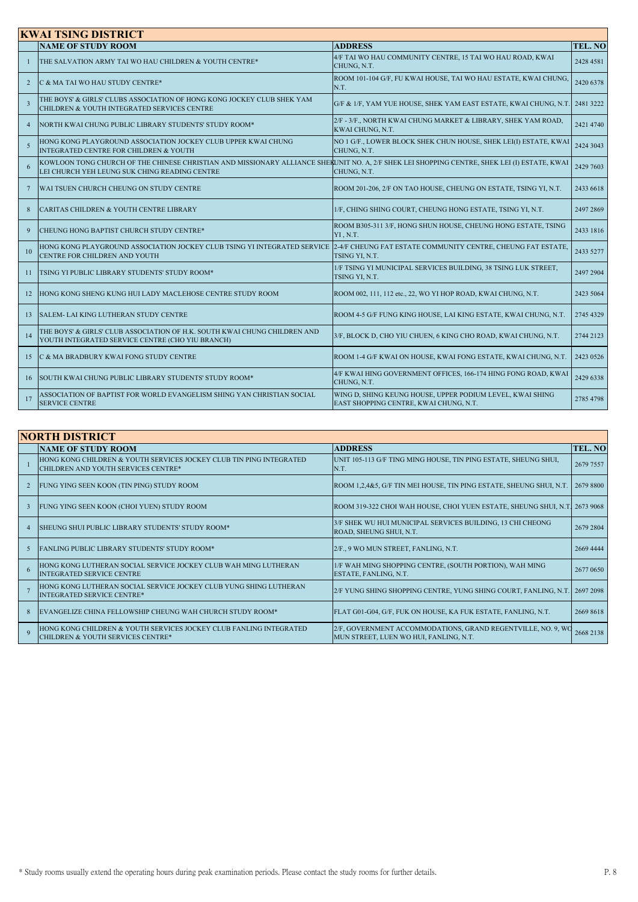## KWAI TSING DISTRICT

| | NAME OF STUDY ROOM | ADDRESS | TEL. NO |
|---|---|---|---|
| 1 | THE SALVATION ARMY TAI WO HAU CHILDREN & YOUTH CENTRE* | 4/F TAI WO HAU COMMUNITY CENTRE, 15 TAI WO HAU ROAD, KWAI CHUNG, N.T. | 2428 4581 |
| 2 | C & MA TAI WO HAU STUDY CENTRE* | ROOM 101-104 G/F, FU KWAI HOUSE, TAI WO HAU ESTATE, KWAI CHUNG, N.T. | 2420 6378 |
| 3 | THE BOYS' & GIRLS' CLUBS ASSOCIATION OF HONG KONG JOCKEY CLUB SHEK YAM CHILDREN & YOUTH INTEGRATED SERVICES CENTRE | G/F & 1/F, YAM YUE HOUSE, SHEK YAM EAST ESTATE, KWAI CHUNG, N.T. | 2481 3222 |
| 4 | NORTH KWAI CHUNG PUBLIC LIBRARY STUDENTS' STUDY ROOM* | 2/F - 3/F., NORTH KWAI CHUNG MARKET & LIBRARY, SHEK YAM ROAD, KWAI CHUNG, N.T. | 2421 4740 |
| 5 | HONG KONG PLAYGROUND ASSOCIATION JOCKEY CLUB UPPER KWAI CHUNG INTEGRATED CENTRE FOR CHILDREN & YOUTH | NO 1 G/F., LOWER BLOCK SHEK CHUN HOUSE, SHEK LEI(I) ESTATE, KWAI CHUNG, N.T. | 2424 3043 |
| 6 | KOWLOON TONG CHURCH OF THE CHINESE CHRISTIAN AND MISSIONARY ALLIANCE SHEK LEI CHURCH YEH LEUNG SUK CHING READING CENTRE | UNIT NO. A, 2/F SHEK LEI SHOPPING CENTRE, SHEK LEI (I) ESTATE, KWAI CHUNG, N.T. | 2429 7603 |
| 7 | WAI TSUEN CHURCH CHEUNG ON STUDY CENTRE | ROOM 201-206, 2/F ON TAO HOUSE, CHEUNG ON ESTATE, TSING YI, N.T. | 2433 6618 |
| 8 | CARITAS CHILDREN & YOUTH CENTRE LIBRARY | 1/F, CHING SHING COURT, CHEUNG HONG ESTATE, TSING YI, N.T. | 2497 2869 |
| 9 | CHEUNG HONG BAPTIST CHURCH STUDY CENTRE* | ROOM B305-311 3/F, HONG SHUN HOUSE, CHEUNG HONG ESTATE, TSING YI , N.T. | 2433 1816 |
| 10 | HONG KONG PLAYGROUND ASSOCIATION JOCKEY CLUB TSING YI INTEGRATED SERVICE CENTRE FOR CHILDREN AND YOUTH | 2-4/F CHEUNG FAT ESTATE COMMUNITY CENTRE, CHEUNG FAT ESTATE, TSING YI, N.T. | 2433 5277 |
| 11 | TSING YI PUBLIC LIBRARY STUDENTS' STUDY ROOM* | 1/F TSING YI MUNICIPAL SERVICES BUILDING, 38 TSING LUK STREET, TSING YI, N.T. | 2497 2904 |
| 12 | HONG KONG SHENG KUNG HUI LADY MACLEHOSE CENTRE STUDY ROOM | ROOM 002, 111, 112 etc., 22, WO YI HOP ROAD, KWAI CHUNG, N.T. | 2423 5064 |
| 13 | SALEM- LAI KING LUTHERAN STUDY CENTRE | ROOM 4-5 G/F FUNG KING HOUSE, LAI KING ESTATE, KWAI CHUNG, N.T. | 2745 4329 |
| 14 | THE BOYS' & GIRLS' CLUB ASSOCIATION OF H.K. SOUTH KWAI CHUNG CHILDREN AND YOUTH INTEGRATED SERVICE CENTRE (CHO YIU BRANCH) | 3/F, BLOCK D, CHO YIU CHUEN, 6 KING CHO ROAD, KWAI CHUNG, N.T. | 2744 2123 |
| 15 | C & MA BRADBURY KWAI FONG STUDY CENTRE | ROOM 1-4 G/F KWAI ON HOUSE, KWAI FONG ESTATE, KWAI CHUNG, N.T. | 2423 0526 |
| 16 | SOUTH KWAI CHUNG PUBLIC LIBRARY STUDENTS' STUDY ROOM* | 4/F KWAI HING GOVERNMENT OFFICES, 166-174 HING FONG ROAD, KWAI CHUNG, N.T. | 2429 6338 |
| 17 | ASSOCIATION OF BAPTIST FOR WORLD EVANGELISM SHING YAN CHRISTIAN SOCIAL SERVICE CENTRE | WING D, SHING KEUNG HOUSE, UPPER PODIUM LEVEL, KWAI SHING EAST SHOPPING CENTRE, KWAI CHUNG, N.T. | 2785 4798 |

## NORTH DISTRICT

| | NAME OF STUDY ROOM | ADDRESS | TEL. NO |
|---|---|---|---|
| 1 | HONG KONG CHILDREN & YOUTH SERVICES JOCKEY CLUB TIN PING INTEGRATED CHILDREN AND YOUTH SERVICES CENTRE* | UNIT 105-113 G/F TING MING HOUSE, TIN PING ESTATE, SHEUNG SHUI, N.T. | 2679 7557 |
| 2 | FUNG YING SEEN KOON (TIN PING) STUDY ROOM | ROOM 1,2,4&5, G/F TIN MEI HOUSE, TIN PING ESTATE, SHEUNG SHUI, N.T. | 2679 8800 |
| 3 | FUNG YING SEEN KOON (CHOI YUEN) STUDY ROOM | ROOM 319-322 CHOI WAH HOUSE, CHOI YUEN ESTATE, SHEUNG SHUI, N.T. | 2673 9068 |
| 4 | SHEUNG SHUI PUBLIC LIBRARY STUDENTS' STUDY ROOM* | 3/F SHEK WU HUI MUNICIPAL SERVICES BUILDING, 13 CHI CHEONG ROAD, SHEUNG SHUI, N.T. | 2679 2804 |
| 5 | FANLING PUBLIC LIBRARY STUDENTS' STUDY ROOM* | 2/F., 9 WO MUN STREET, FANLING, N.T. | 2669 4444 |
| 6 | HONG KONG LUTHERAN SOCIAL SERVICE JOCKEY CLUB WAH MING LUTHERAN INTEGRATED SERVICE CENTRE | 1/F WAH MING SHOPPING CENTRE, (SOUTH PORTION), WAH MING ESTATE, FANLING, N.T. | 2677 0650 |
| 7 | HONG KONG LUTHERAN SOCIAL SERVICE JOCKEY CLUB YUNG SHING LUTHERAN INTEGRATED SERVICE CENTRE* | 2/F YUNG SHING SHOPPING CENTRE, YUNG SHING COURT, FANLING, N.T. | 2697 2098 |
| 8 | EVANGELIZE CHINA FELLOWSHIP CHEUNG WAH CHURCH STUDY ROOM* | FLAT G01-G04, G/F, FUK ON HOUSE, KA FUK ESTATE, FANLING, N.T. | 2669 8618 |
| 9 | HONG KONG CHILDREN & YOUTH SERVICES JOCKEY CLUB FANLING INTEGRATED CHILDREN & YOUTH SERVICES CENTRE* | 2/F, GOVERNMENT ACCOMMODATIONS, GRAND REGENTVILLE, NO. 9, WO MUN STREET, LUEN WO HUI, FANLING, N.T. | 2668 2138 |

* Study rooms usually extend the operating hours during peak examination periods. Please contact the study rooms for further details.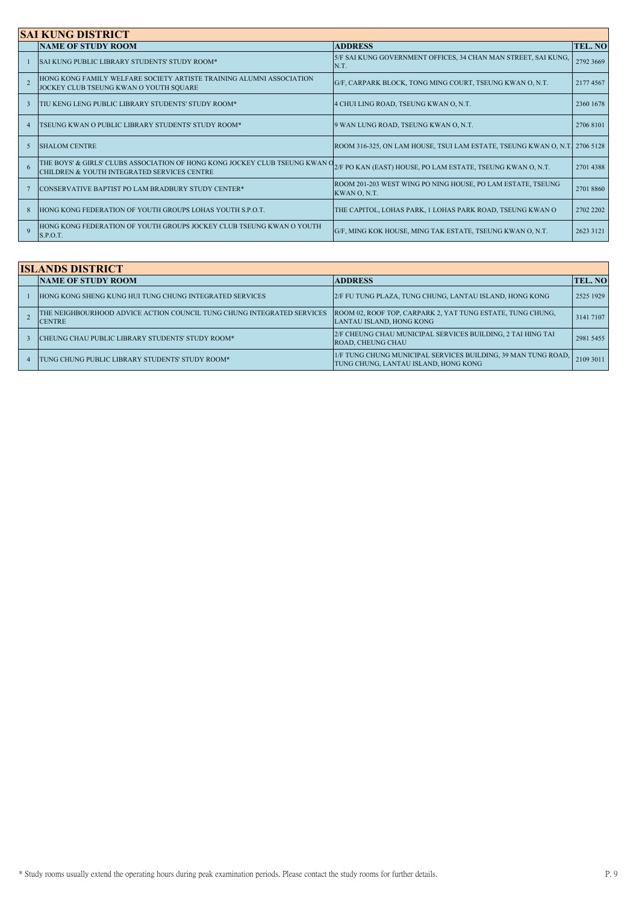## SAI KUNG DISTRICT

| | NAME OF STUDY ROOM | ADDRESS | TEL. NO |
|---|---|---|---|
| 1 | SAI KUNG PUBLIC LIBRARY STUDENTS' STUDY ROOM* | 5/F SAI KUNG GOVERNMENT OFFICES, 34 CHAN MAN STREET, SAI KUNG, N.T. | 2792 3669 |
| 2 | HONG KONG FAMILY WELFARE SOCIETY ARTISTE TRAINING ALUMNI ASSOCIATION JOCKEY CLUB TSEUNG KWAN O YOUTH SQUARE | G/F, CARPARK BLOCK, TONG MING COURT, TSEUNG KWAN O, N.T. | 2177 4567 |
| 3 | TIU KENG LENG PUBLIC LIBRARY STUDENTS' STUDY ROOM* | 4 CHUI LING ROAD, TSEUNG KWAN O, N.T. | 2360 1678 |
| 4 | TSEUNG KWAN O PUBLIC LIBRARY STUDENTS' STUDY ROOM* | 9 WAN LUNG ROAD, TSEUNG KWAN O, N.T. | 2706 8101 |
| 5 | SHALOM CENTRE | ROOM 316-325, ON LAM HOUSE, TSUI LAM ESTATE, TSEUNG KWAN O, N.T. | 2706 5128 |
| 6 | THE BOYS' & GIRLS' CLUBS ASSOCIATION OF HONG KONG JOCKEY CLUB TSEUNG KWAN O CHILDREN & YOUTH INTEGRATED SERVICES CENTRE | 2/F PO KAN (EAST) HOUSE, PO LAM ESTATE, TSEUNG KWAN O, N.T. | 2701 4388 |
| 7 | CONSERVATIVE BAPTIST PO LAM BRADBURY STUDY CENTER* | ROOM 201-203 WEST WING PO NING HOUSE, PO LAM ESTATE, TSEUNG KWAN O, N.T. | 2701 8860 |
| 8 | HONG KONG FEDERATION OF YOUTH GROUPS LOHAS YOUTH S.P.O.T. | THE CAPITOL, LOHAS PARK, 1 LOHAS PARK ROAD, TSEUNG KWAN O | 2702 2202 |
| 9 | HONG KONG FEDERATION OF YOUTH GROUPS JOCKEY CLUB TSEUNG KWAN O YOUTH S.P.O.T. | G/F, MING KOK HOUSE, MING TAK ESTATE, TSEUNG KWAN O, N.T. | 2623 3121 |

## ISLANDS DISTRICT

| | NAME OF STUDY ROOM | ADDRESS | TEL. NO |
|---|---|---|---|
| 1 | HONG KONG SHENG KUNG HUI TUNG CHUNG INTEGRATED SERVICES | 2/F FU TUNG PLAZA, TUNG CHUNG, LANTAU ISLAND, HONG KONG | 2525 1929 |
| 2 | THE NEIGHBOURHOOD ADVICE ACTION COUNCIL TUNG CHUNG INTEGRATED SERVICES CENTRE | ROOM 02, ROOF TOP, CARPARK 2, YAT TUNG ESTATE, TUNG CHUNG, LANTAU ISLAND, HONG KONG | 3141 7107 |
| 3 | CHEUNG CHAU PUBLIC LIBRARY STUDENTS' STUDY ROOM* | 2/F CHEUNG CHAU MUNICIPAL SERVICES BUILDING, 2 TAI HING TAI ROAD, CHEUNG CHAU | 2981 5455 |
| 4 | TUNG CHUNG PUBLIC LIBRARY STUDENTS' STUDY ROOM* | 1/F TUNG CHUNG MUNICIPAL SERVICES BUILDING, 39 MAN TUNG ROAD, TUNG CHUNG, LANTAU ISLAND, HONG KONG | 2109 3011 |

* Study rooms usually extend the operating hours during peak examination periods. Please contact the study rooms for further details.